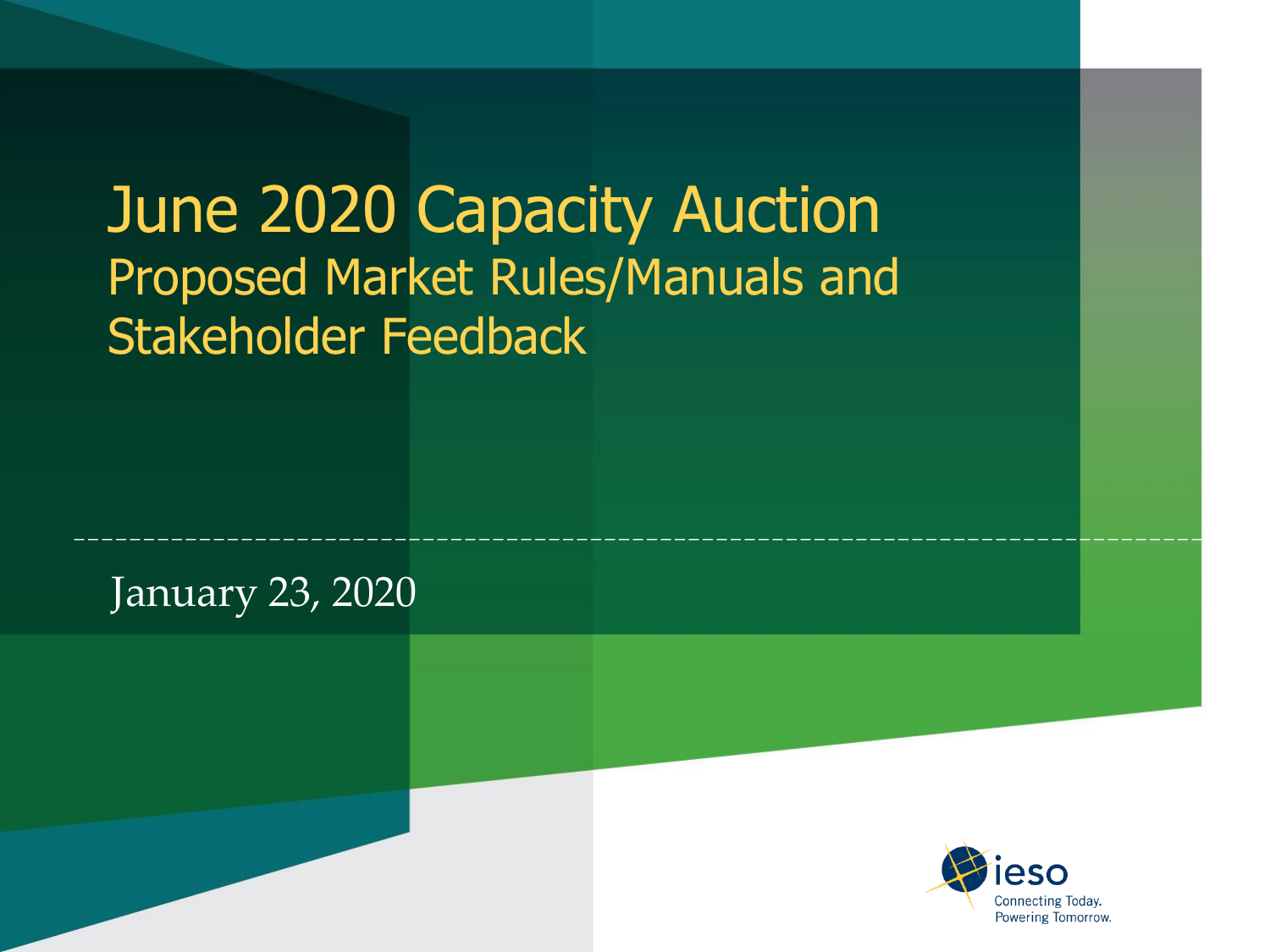# June 2020 Capacity Auction

## Proposed Market Rules/Manuals and Stakeholder Feedback

January 23, 2020

ieso

Connecting Today.
Powering Tomorrow.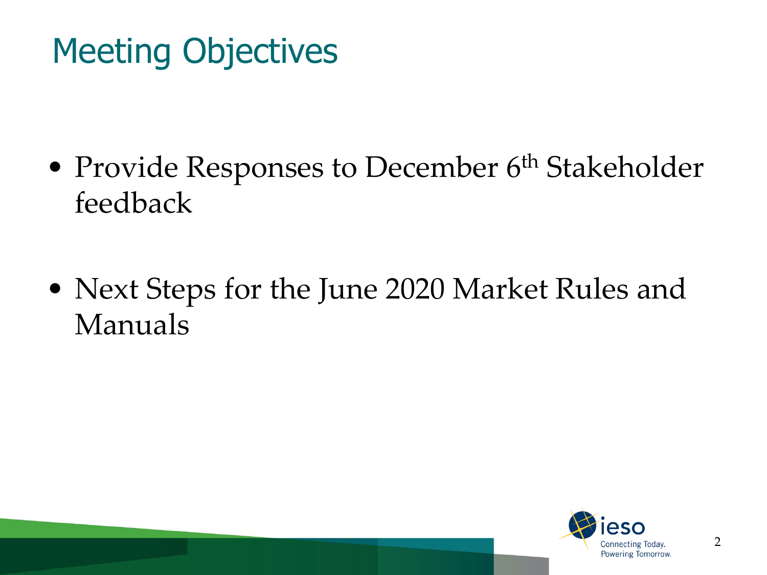# Meeting Objectives

- Provide Responses to December 6th Stakeholder feedback
- Next Steps for the June 2020 Market Rules and Manuals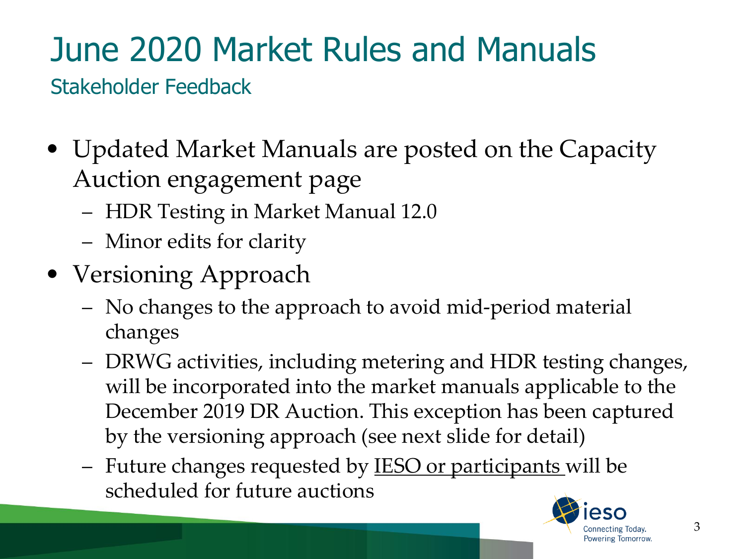# June 2020 Market Rules and Manuals

## Stakeholder Feedback

- Updated Market Manuals are posted on the Capacity Auction engagement page
  - HDR Testing in Market Manual 12.0
  - Minor edits for clarity
- Versioning Approach
  - No changes to the approach to avoid mid-period material changes
  - DRWG activities, including metering and HDR testing changes, will be incorporated into the market manuals applicable to the December 2019 DR Auction. This exception has been captured by the versioning approach (see next slide for detail)
  - Future changes requested by IESO or participants will be scheduled for future auctions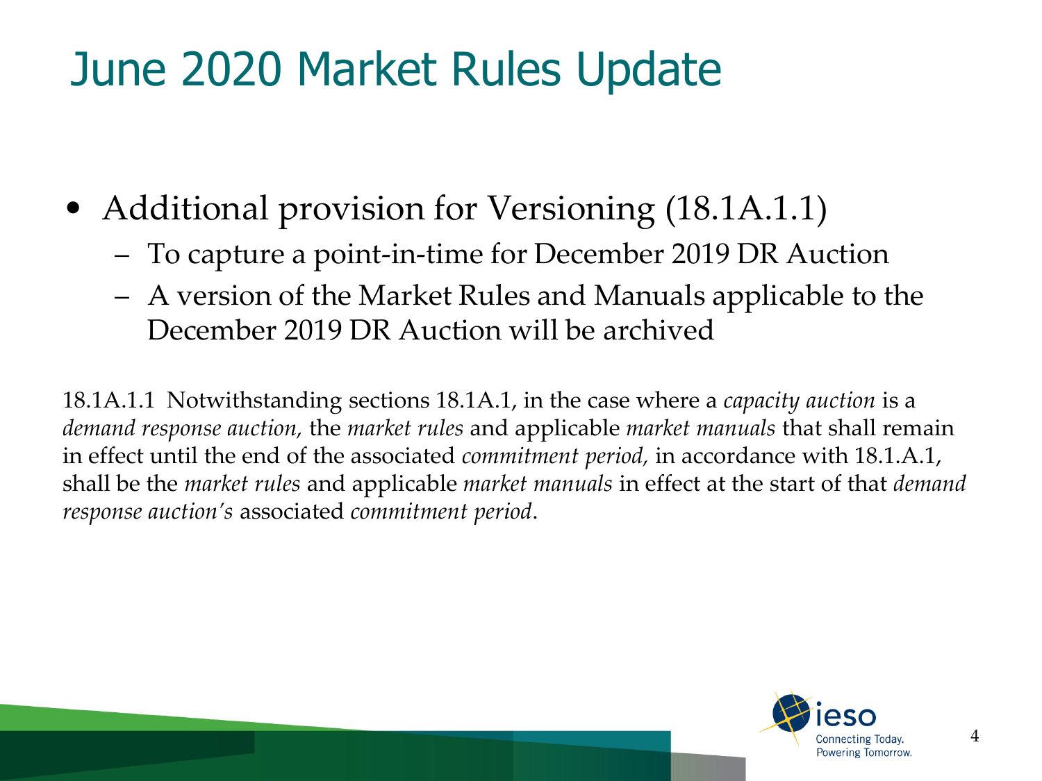# June 2020 Market Rules Update

- Additional provision for Versioning (18.1A.1.1)
  - To capture a point-in-time for December 2019 DR Auction
  - A version of the Market Rules and Manuals applicable to the December 2019 DR Auction will be archived

18.1A.1.1 Notwithstanding sections 18.1A.1, in the case where a *capacity auction* is a *demand response auction,* the *market rules* and applicable *market manuals* that shall remain in effect until the end of the associated *commitment period,* in accordance with 18.1.A.1, shall be the *market rules* and applicable *market manuals* in effect at the start of that *demand response auction's* associated *commitment period*.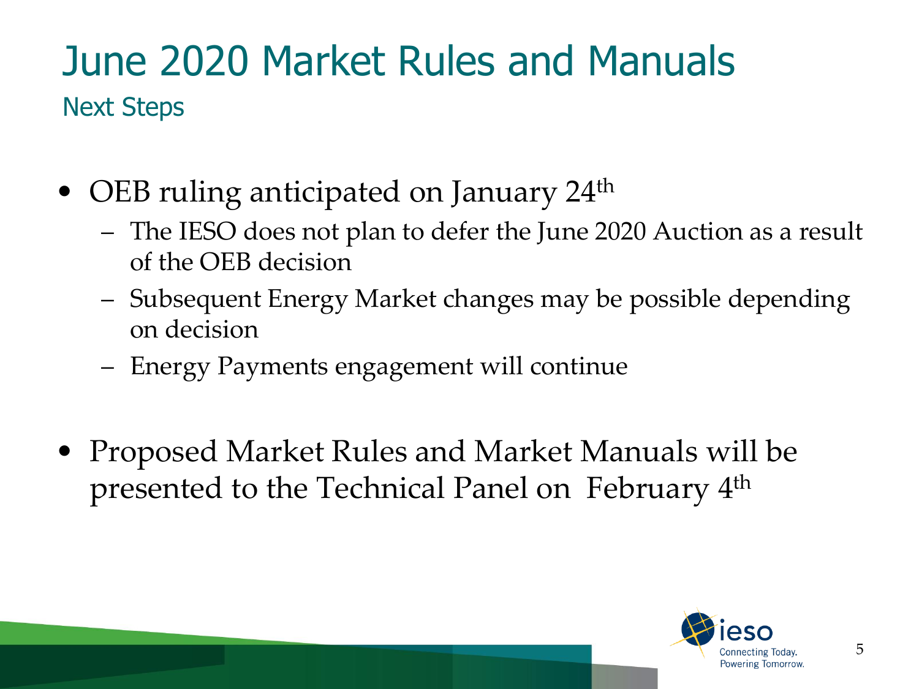# June 2020 Market Rules and Manuals

## Next Steps

- OEB ruling anticipated on January 24th
  - The IESO does not plan to defer the June 2020 Auction as a result of the OEB decision
  - Subsequent Energy Market changes may be possible depending on decision
  - Energy Payments engagement will continue
- Proposed Market Rules and Market Manuals will be presented to the Technical Panel on February 4th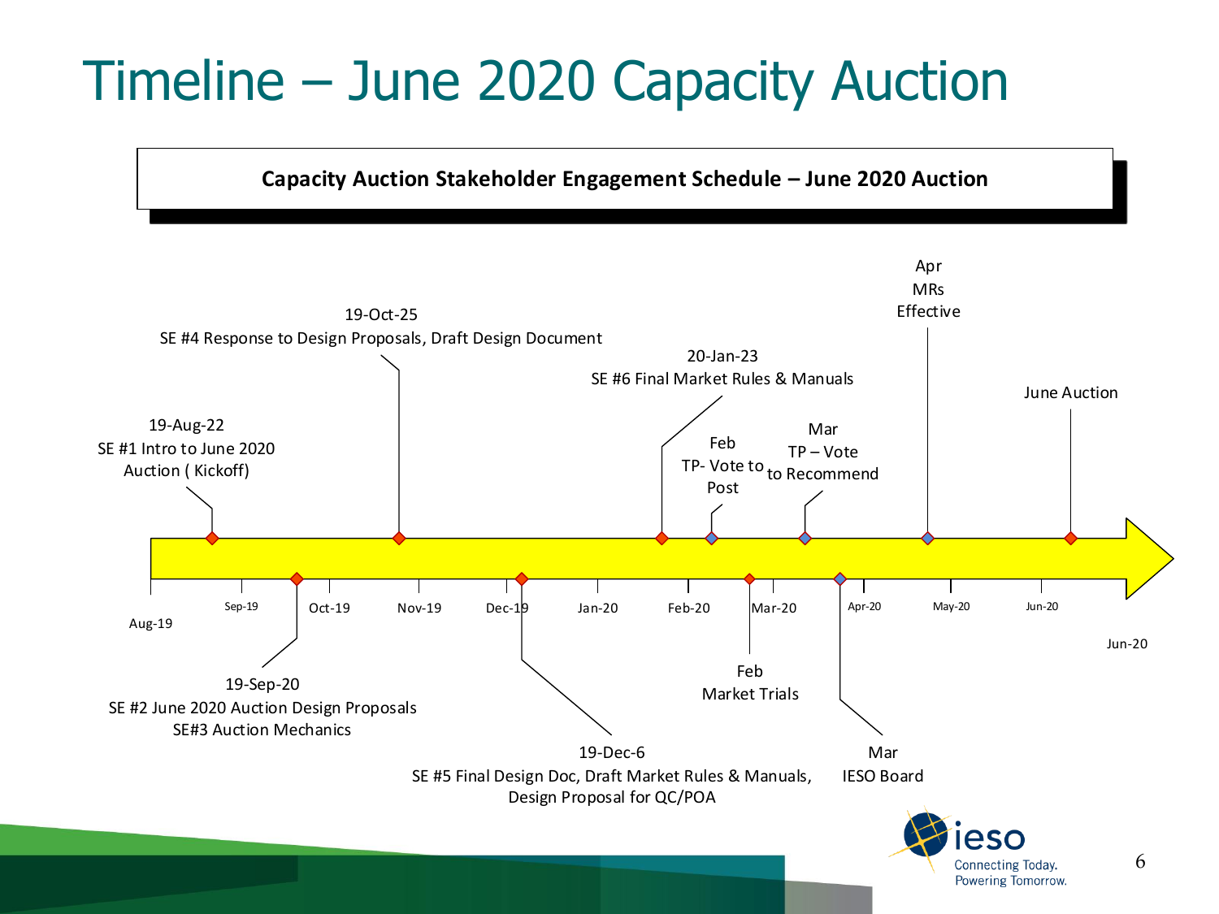# Timeline – June 2020 Capacity Auction

**Capacity Auction Stakeholder Engagement Schedule – June 2020 Auction**

19-Aug-22
SE #1 Intro to June 2020 Auction ( Kickoff)

19-Sep-20
SE #2 June 2020 Auction Design Proposals
SE#3 Auction Mechanics

19-Oct-25
SE #4 Response to Design Proposals, Draft Design Document

19-Dec-6
SE #5 Final Design Doc, Draft Market Rules & Manuals, Design Proposal for QC/POA

20-Jan-23
SE #6 Final Market Rules & Manuals

Feb
TP- Vote to Post

Feb
Market Trials

Mar
TP – Vote to Recommend

Mar
IESO Board

Apr
MRs Effective

June Auction

Aug-19
Sep-19
Oct-19
Nov-19
Dec-19
Jan-20
Feb-20
Mar-20
Apr-20
May-20
Jun-20
Jun-20